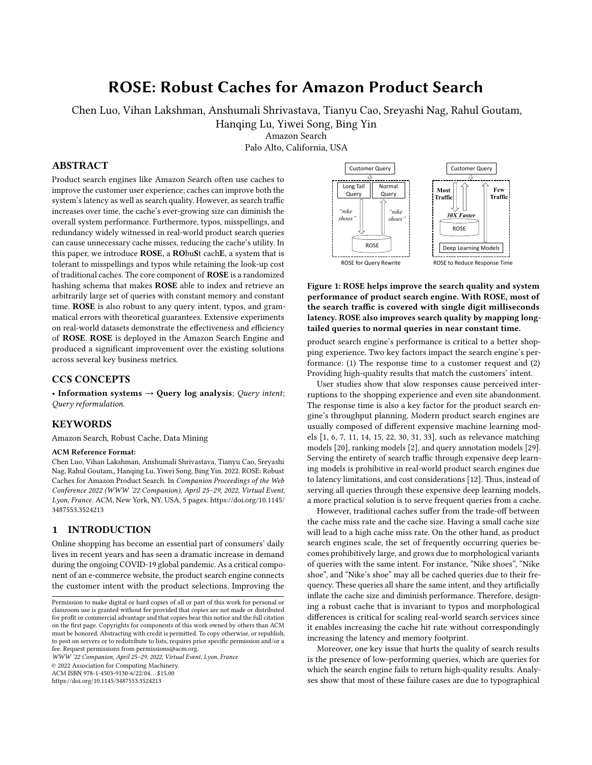# ROSE: Robust Caches for Amazon Product Search

Chen Luo, Vihan Lakshman, Anshumali Shrivastava, Tianyu Cao, Sreyashi Nag, Rahul Goutam, Hanqing Lu, Yiwei Song, Bing Yin

Amazon Search

Palo Alto, California, USA

## ABSTRACT

Product search engines like Amazon Search often use caches to improve the customer user experience; caches can improve both the system's latency as well as search quality. However, as search traffic increases over time, the cache's ever-growing size can diminish the overall system performance. Furthermore, typos, misspellings, and redundancy widely witnessed in real-world product search queries can cause unnecessary cache misses, reducing the cache's utility. In this paper, we introduce **ROSE**, a **RO**bu**S**t cach**E**, a system that is tolerant to misspellings and typos while retaining the look-up cost of traditional caches. The core component of **ROSE** is a randomized hashing schema that makes **ROSE** able to index and retrieve an arbitrarily large set of queries with constant memory and constant time. **ROSE** is also robust to any query intent, typos, and grammatical errors with theoretical guarantees. Extensive experiments on real-world datasets demonstrate the effectiveness and efficiency of **ROSE**. **ROSE** is deployed in the Amazon Search Engine and produced a significant improvement over the existing solutions across several key business metrics.

## CCS CONCEPTS

• **Information systems** → **Query log analysis**; *Query intent*; *Query reformulation*.

## KEYWORDS

Amazon Search, Robust Cache, Data Mining

**ACM Reference Format:**

Chen Luo, Vihan Lakshman, Anshumali Shrivastava, Tianyu Cao, Sreyashi Nag, Rahul Goutam,, Hanqing Lu, Yiwei Song, Bing Yin. 2022. ROSE: Robust Caches for Amazon Product Search. In *Companion Proceedings of the Web Conference 2022 (WWW '22 Companion), April 25–29, 2022, Virtual Event, Lyon, France.* ACM, New York, NY, USA, 5 pages. https://doi.org/10.1145/3487553.3524213

## 1 INTRODUCTION

Online shopping has become an essential part of consumers' daily lives in recent years and has seen a dramatic increase in demand during the ongoing COVID-19 global pandemic. As a critical component of an e-commerce website, the product search engine connects the customer intent with the product selections. Improving the product search engine's performance is critical to a better shopping experience. Two key factors impact the search engine's performance: (1) The response time to a customer request and (2) Providing high-quality results that match the customers' intent.

Permission to make digital or hard copies of all or part of this work for personal or classroom use is granted without fee provided that copies are not made or distributed for profit or commercial advantage and that copies bear this notice and the full citation on the first page. Copyrights for components of this work owned by others than ACM must be honored. Abstracting with credit is permitted. To copy otherwise, or republish, to post on servers or to redistribute to lists, requires prior specific permission and/or a fee. Request permissions from permissions@acm.org.

*WWW '22 Companion, April 25–29, 2022, Virtual Event, Lyon, France*

© 2022 Association for Computing Machinery.

ACM ISBN 978-1-4503-9130-6/22/04…$15.00

https://doi.org/10.1145/3487553.3524213

**Figure 1: ROSE helps improve the search quality and system performance of product search engine. With ROSE, most of the search traffic is covered with single digit milliseconds latency. ROSE also improves search quality by mapping long-tailed queries to normal queries in near constant time.**

User studies show that slow responses cause perceived interruptions to the shopping experience and even site abandonment. The response time is also a key factor for the product search engine's throughput planning. Modern product search engines are usually composed of different expensive machine learning models [1, 6, 7, 11, 14, 15, 22, 30, 31, 33], such as relevance matching models [20], ranking models [2], and query annotation models [29]. Serving the entirety of search traffic through expensive deep learning models is prohibitive in real-world product search engines due to latency limitations, and cost considerations [12]. Thus, instead of serving all queries through these expensive deep learning models, a more practical solution is to serve frequent queries from a cache.

However, traditional caches suffer from the trade-off between the cache miss rate and the cache size. Having a small cache size will lead to a high cache miss rate. On the other hand, as product search engines scale, the set of frequently occurring queries becomes prohibitively large, and grows due to morphological variants of queries with the same intent. For instance, "Nike shoes", "Nike shoe", and "Nike's shoe" may all be cached queries due to their frequency. These queries all share the same intent, and they artificially inflate the cache size and diminish performance. Therefore, designing a robust cache that is invariant to typos and morphological differences is critical for scaling real-world search services since it enables increasing the cache hit rate without correspondingly increasing the latency and memory footprint.

Moreover, one key issue that hurts the quality of search results is the presence of low-performing queries, which are queries for which the search engine fails to return high-quality results. Analyses show that most of these failure cases are due to typographical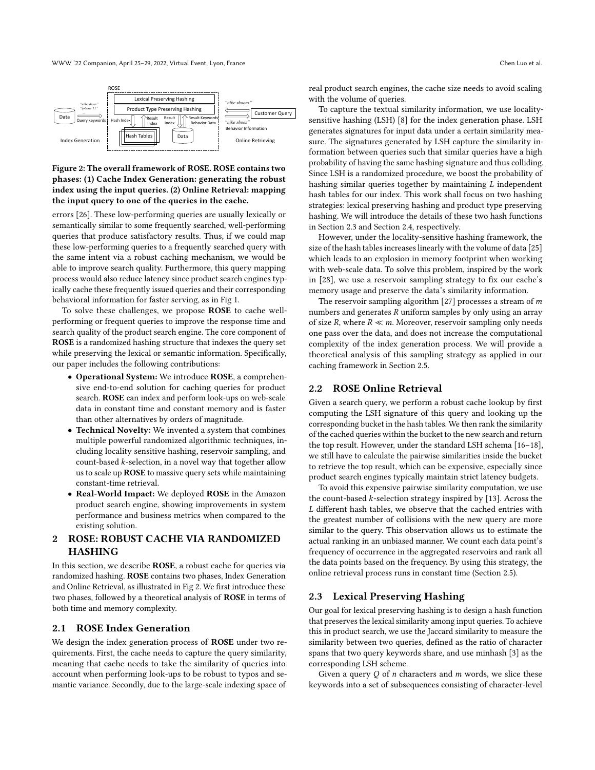Figure 2: The overall framework of ROSE. ROSE contains two phases: (1) Cache Index Generation: generating the robust index using the input queries. (2) Online Retrieval: mapping the input query to one of the queries in the cache.

errors [26]. These low-performing queries are usually lexically or semantically similar to some frequently searched, well-performing queries that produce satisfactory results. Thus, if we could map these low-performing queries to a frequently searched query with the same intent via a robust caching mechanism, we would be able to improve search quality. Furthermore, this query mapping process would also reduce latency since product search engines typically cache these frequently issued queries and their corresponding behavioral information for faster serving, as in Fig 1.

To solve these challenges, we propose **ROSE** to cache well-performing or frequent queries to improve the response time and search quality of the product search engine. The core component of **ROSE** is a randomized hashing structure that indexes the query set while preserving the lexical or semantic information. Specifically, our paper includes the following contributions:

- **Operational System:** We introduce **ROSE**, a comprehensive end-to-end solution for caching queries for product search. **ROSE** can index and perform look-ups on web-scale data in constant time and constant memory and is faster than other alternatives by orders of magnitude.
- **Technical Novelty:** We invented a system that combines multiple powerful randomized algorithmic techniques, including locality sensitive hashing, reservoir sampling, and count-based $k$-selection, in a novel way that together allow us to scale up **ROSE** to massive query sets while maintaining constant-time retrieval.
- **Real-World Impact:** We deployed **ROSE** in the Amazon product search engine, showing improvements in system performance and business metrics when compared to the existing solution.

## 2 ROSE: ROBUST CACHE VIA RANDOMIZED HASHING

In this section, we describe **ROSE**, a robust cache for queries via randomized hashing. **ROSE** contains two phases, Index Generation and Online Retrieval, as illustrated in Fig 2. We first introduce these two phases, followed by a theoretical analysis of **ROSE** in terms of both time and memory complexity.

### 2.1 ROSE Index Generation

We design the index generation process of **ROSE** under two requirements. First, the cache needs to capture the query similarity, meaning that cache needs to take the similarity of queries into account when performing look-ups to be robust to typos and semantic variance. Secondly, due to the large-scale indexing space of real product search engines, the cache size needs to avoid scaling with the volume of queries.

To capture the textual similarity information, we use locality-sensitive hashing (LSH) [8] for the index generation phase. LSH generates signatures for input data under a certain similarity measure. The signatures generated by LSH capture the similarity information between queries such that similar queries have a high probability of having the same hashing signature and thus colliding. Since LSH is a randomized procedure, we boost the probability of hashing similar queries together by maintaining $L$ independent hash tables for our index. This work shall focus on two hashing strategies: lexical preserving hashing and product type preserving hashing. We will introduce the details of these two hash functions in Section 2.3 and Section 2.4, respectively.

However, under the locality-sensitive hashing framework, the size of the hash tables increases linearly with the volume of data [25] which leads to an explosion in memory footprint when working with web-scale data. To solve this problem, inspired by the work in [28], we use a reservoir sampling strategy to fix our cache's memory usage and preserve the data's similarity information.

The reservoir sampling algorithm [27] processes a stream of $m$ numbers and generates $R$ uniform samples by only using an array of size $R$, where $R \ll m$. Moreover, reservoir sampling only needs one pass over the data, and does not increase the computational complexity of the index generation process. We will provide a theoretical analysis of this sampling strategy as applied in our caching framework in Section 2.5.

### 2.2 ROSE Online Retrieval

Given a search query, we perform a robust cache lookup by first computing the LSH signature of this query and looking up the corresponding bucket in the hash tables. We then rank the similarity of the cached queries within the bucket to the new search and return the top result. However, under the standard LSH schema [16–18], we still have to calculate the pairwise similarities inside the bucket to retrieve the top result, which can be expensive, especially since product search engines typically maintain strict latency budgets.

To avoid this expensive pairwise similarity computation, we use the count-based $k$-selection strategy inspired by [13]. Across the $L$ different hash tables, we observe that the cached entries with the greatest number of collisions with the new query are more similar to the query. This observation allows us to estimate the actual ranking in an unbiased manner. We count each data point's frequency of occurrence in the aggregated reservoirs and rank all the data points based on the frequency. By using this strategy, the online retrieval process runs in constant time (Section 2.5).

### 2.3 Lexical Preserving Hashing

Our goal for lexical preserving hashing is to design a hash function that preserves the lexical similarity among input queries. To achieve this in product search, we use the Jaccard similarity to measure the similarity between two queries, defined as the ratio of character spans that two query keywords share, and use minhash [3] as the corresponding LSH scheme.

Given a query $Q$ of $n$ characters and $m$ words, we slice these keywords into a set of subsequences consisting of character-level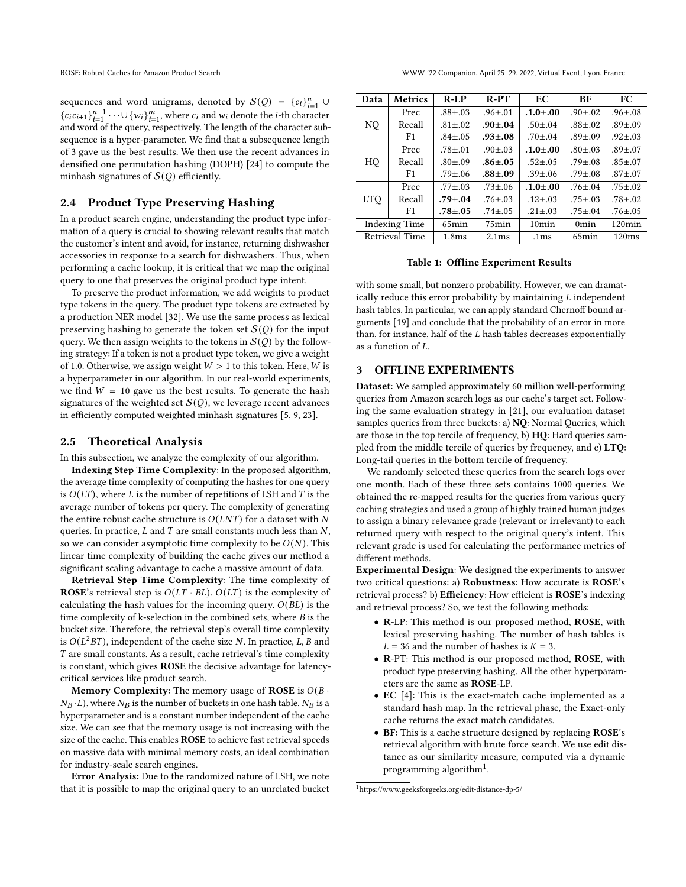sequences and word unigrams, denoted by $\mathcal{S}(Q) = \{c_i\}_{i=1}^{n} \cup \{c_i c_{i+1}\}_{i=1}^{n-1} \cdots \cup \{w_i\}_{i=1}^{m}$, where $c_i$ and $w_i$ denote the $i$-th character and word of the query, respectively. The length of the character subsequence is a hyper-parameter. We find that a subsequence length of 3 gave us the best results. We then use the recent advances in densified one permutation hashing (DOPH) [24] to compute the minhash signatures of $\mathcal{S}(Q)$ efficiently.

### 2.4 Product Type Preserving Hashing

In a product search engine, understanding the product type information of a query is crucial to showing relevant results that match the customer's intent and avoid, for instance, returning dishwasher accessories in response to a search for dishwashers. Thus, when performing a cache lookup, it is critical that we map the original query to one that preserves the original product type intent.

To preserve the product information, we add weights to product type tokens in the query. The product type tokens are extracted by a production NER model [32]. We use the same process as lexical preserving hashing to generate the token set $\mathcal{S}(Q)$ for the input query. We then assign weights to the tokens in $\mathcal{S}(Q)$ by the following strategy: If a token is not a product type token, we give a weight of 1.0. Otherwise, we assign weight $W > 1$ to this token. Here, $W$ is a hyperparameter in our algorithm. In our real-world experiments, we find $W = 10$ gave us the best results. To generate the hash signatures of the weighted set $\mathcal{S}(Q)$, we leverage recent advances in efficiently computed weighted minhash signatures [5, 9, 23].

### 2.5 Theoretical Analysis

In this subsection, we analyze the complexity of our algorithm.

**Indexing Step Time Complexity**: In the proposed algorithm, the average time complexity of computing the hashes for one query is $O(LT)$, where $L$ is the number of repetitions of LSH and $T$ is the average number of tokens per query. The complexity of generating the entire robust cache structure is $O(LNT)$ for a dataset with $N$ queries. In practice, $L$ and $T$ are small constants much less than $N$, so we can consider asymptotic time complexity to be $O(N)$. This linear time complexity of building the cache gives our method a significant scaling advantage to cache a massive amount of data.

**Retrieval Step Time Complexity**: The time complexity of **ROSE**'s retrieval step is $O(LT \cdot BL)$. $O(LT)$ is the complexity of calculating the hash values for the incoming query. $O(BL)$ is the time complexity of k-selection in the combined sets, where $B$ is the bucket size. Therefore, the retrieval step's overall time complexity is $O(L^2BT)$, independent of the cache size $N$. In practice, $L, B$ and $T$ are small constants. As a result, cache retrieval's time complexity is constant, which gives **ROSE** the decisive advantage for latency-critical services like product search.

**Memory Complexity**: The memory usage of **ROSE** is $O(B \cdot N_B \cdot L)$, where $N_B$ is the number of buckets in one hash table. $N_B$ is a hyperparameter and is a constant number independent of the cache size. We can see that the memory usage is not increasing with the size of the cache. This enables **ROSE** to achieve fast retrieval speeds on massive data with minimal memory costs, an ideal combination for industry-scale search engines.

**Error Analysis:** Due to the randomized nature of LSH, we note that it is possible to map the original query to an unrelated bucket with some small, but nonzero probability. However, we can dramatically reduce this error probability by maintaining $L$ independent hash tables. In particular, we can apply standard Chernoff bound arguments [19] and conclude that the probability of an error in more than, for instance, half of the $L$ hash tables decreases exponentially as a function of $L$.

| Data | Metrics | R-LP | R-PT | EC | BF | FC |
|---|---|---|---|---|---|---|
| NQ | Prec | .88±.03 | .96±.01 | **.1.0±.00** | .90±.02 | .96±.08 |
| | Recall | .81±.02 | **.90±.04** | .50±.04 | .88±.02 | .89±.09 |
| | F1 | .84±.05 | **.93±.08** | .70±.04 | .89±.09 | .92±.03 |
| HQ | Prec | .78±.01 | .90±.03 | **.1.0±.00** | .80±.03 | .89±.07 |
| | Recall | .80±.09 | **.86±.05** | .52±.05 | .79±.08 | .85±.07 |
| | F1 | .79±.06 | **.88±.09** | .39±.06 | .79±.08 | .87±.07 |
| LTQ | Prec | .77±.03 | .73±.06 | **.1.0±.00** | .76±.04 | .75±.02 |
| | Recall | **.79±.04** | .76±.03 | .12±.03 | .75±.03 | .78±.02 |
| | F1 | **.78±.05** | .74±.05 | .21±.03 | .75±.04 | .76±.05 |
| Indexing Time | | 65min | 75min | 10min | 0min | 120min |
| Retrieval Time | | 1.8ms | 2.1ms | .1ms | 65min | 120ms |

**Table 1: Offline Experiment Results**

## 3 OFFLINE EXPERIMENTS

**Dataset**: We sampled approximately 60 million well-performing queries from Amazon search logs as our cache's target set. Following the same evaluation strategy in [21], our evaluation dataset samples queries from three buckets: a) **NQ**: Normal Queries, which are those in the top tercile of frequency, b) **HQ**: Hard queries sampled from the middle tercile of queries by frequency, and c) **LTQ**: Long-tail queries in the bottom tercile of frequency.

We randomly selected these queries from the search logs over one month. Each of these three sets contains 1000 queries. We obtained the re-mapped results for the queries from various query caching strategies and used a group of highly trained human judges to assign a binary relevance grade (relevant or irrelevant) to each returned query with respect to the original query's intent. This relevant grade is used for calculating the performance metrics of different methods.

**Experimental Design**: We designed the experiments to answer two critical questions: a) **Robustness**: How accurate is **ROSE**'s retrieval process? b) **Efficiency**: How efficient is **ROSE**'s indexing and retrieval process? So, we test the following methods:

- **R**-LP: This method is our proposed method, **ROSE**, with lexical preserving hashing. The number of hash tables is $L = 36$ and the number of hashes is $K = 3$.
- **R**-PT: This method is our proposed method, **ROSE**, with product type preserving hashing. All the other hyperparameters are the same as **ROSE**-LP.
- **EC** [4]: This is the exact-match cache implemented as a standard hash map. In the retrieval phase, the Exact-only cache returns the exact match candidates.
- **BF**: This is a cache structure designed by replacing **ROSE**'s retrieval algorithm with brute force search. We use edit distance as our similarity measure, computed via a dynamic programming algorithm[1].

[1] https://www.geeksforgeeks.org/edit-distance-dp-5/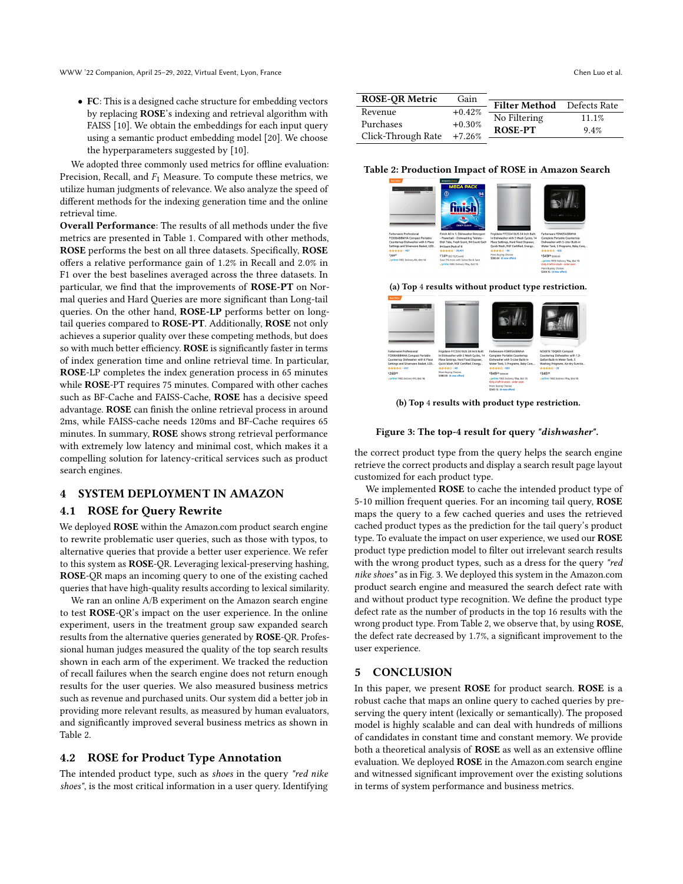- **FC**: This is a designed cache structure for embedding vectors by replacing **ROSE**'s indexing and retrieval algorithm with FAISS [10]. We obtain the embeddings for each input query using a semantic product embedding model [20]. We choose the hyperparameters suggested by [10].

We adopted three commonly used metrics for offline evaluation: Precision, Recall, and $F_1$ Measure. To compute these metrics, we utilize human judgments of relevance. We also analyze the speed of different methods for the indexing generation time and the online retrieval time.

**Overall Performance**: The results of all methods under the five metrics are presented in Table 1. Compared with other methods, **ROSE** performs the best on all three datasets. Specifically, **ROSE** offers a relative performance gain of 1.2% in Recall and 2.0% in F1 over the best baselines averaged across the three datasets. In particular, we find that the improvements of **ROSE-PT** on Normal queries and Hard Queries are more significant than Long-tail queries. On the other hand, **ROSE-LP** performs better on long-tail queries compared to **ROSE-PT**. Additionally, **ROSE** not only achieves a superior quality over these competing methods, but does so with much better efficiency. **ROSE** is significantly faster in terms of index generation time and online retrieval time. In particular, **ROSE**-LP completes the index generation process in 65 minutes while **ROSE**-PT requires 75 minutes. Compared with other caches such as BF-Cache and FAISS-Cache, **ROSE** has a decisive speed advantage. **ROSE** can finish the online retrieval process in around 2ms, while FAISS-cache needs 120ms and BF-Cache requires 65 minutes. In summary, **ROSE** shows strong retrieval performance with extremely low latency and minimal cost, which makes it a compelling solution for latency-critical services such as product search engines.

## 4 SYSTEM DEPLOYMENT IN AMAZON

### 4.1 ROSE for Query Rewrite

We deployed **ROSE** within the Amazon.com product search engine to rewrite problematic user queries, such as those with typos, to alternative queries that provide a better user experience. We refer to this system as **ROSE**-QR. Leveraging lexical-preserving hashing, **ROSE**-QR maps an incoming query to one of the existing cached queries that have high-quality results according to lexical similarity.

We ran an online A/B experiment on the Amazon search engine to test **ROSE**-QR's impact on the user experience. In the online experiment, users in the treatment group saw expanded search results from the alternative queries generated by **ROSE**-QR. Professional human judges measured the quality of the top search results shown in each arm of the experiment. We tracked the reduction of recall failures when the search engine does not return enough results for the user queries. We also measured business metrics such as revenue and purchased units. Our system did a better job in providing more relevant results, as measured by human evaluators, and significantly improved several business metrics as shown in Table 2.

### 4.2 ROSE for Product Type Annotation

The intended product type, such as *shoes* in the query *"red nike shoes"*, is the most critical information in a user query. Identifying

| ROSE-QR Metric | Gain |
|---|---|
| Revenue | +0.42% |
| Purchases | +0.30% |
| Click-Through Rate | +7.26% |

| Filter Method | Defects Rate |
|---|---|
| No Filtering | 11.1% |
| **ROSE-PT** | 9.4% |

**Table 2: Production Impact of ROSE in Amazon Search**

**(a) Top 4 results without product type restriction.**

**(b) Top 4 results with product type restriction.**

**Figure 3: The top-4 result for query *"dishwasher"*.**

the correct product type from the query helps the search engine retrieve the correct products and display a search result page layout customized for each product type.

We implemented **ROSE** to cache the intended product type of 5-10 million frequent queries. For an incoming tail query, **ROSE** maps the query to a few cached queries and uses the retrieved cached product types as the prediction for the tail query's product type. To evaluate the impact on user experience, we used our **ROSE** product type prediction model to filter out irrelevant search results with the wrong product types, such as a dress for the query *"red nike shoes"* as in Fig. 3. We deployed this system in the Amazon.com product search engine and measured the search defect rate with and without product type recognition. We define the product type defect rate as the number of products in the top 16 results with the wrong product type. From Table 2, we observe that, by using **ROSE**, the defect rate decreased by 1.7%, a significant improvement to the user experience.

## 5 CONCLUSION

In this paper, we present **ROSE** for product search. **ROSE** is a robust cache that maps an online query to cached queries by preserving the query intent (lexically or semantically). The proposed model is highly scalable and can deal with hundreds of millions of candidates in constant time and constant memory. We provide both a theoretical analysis of **ROSE** as well as an extensive offline evaluation. We deployed **ROSE** in the Amazon.com search engine and witnessed significant improvement over the existing solutions in terms of system performance and business metrics.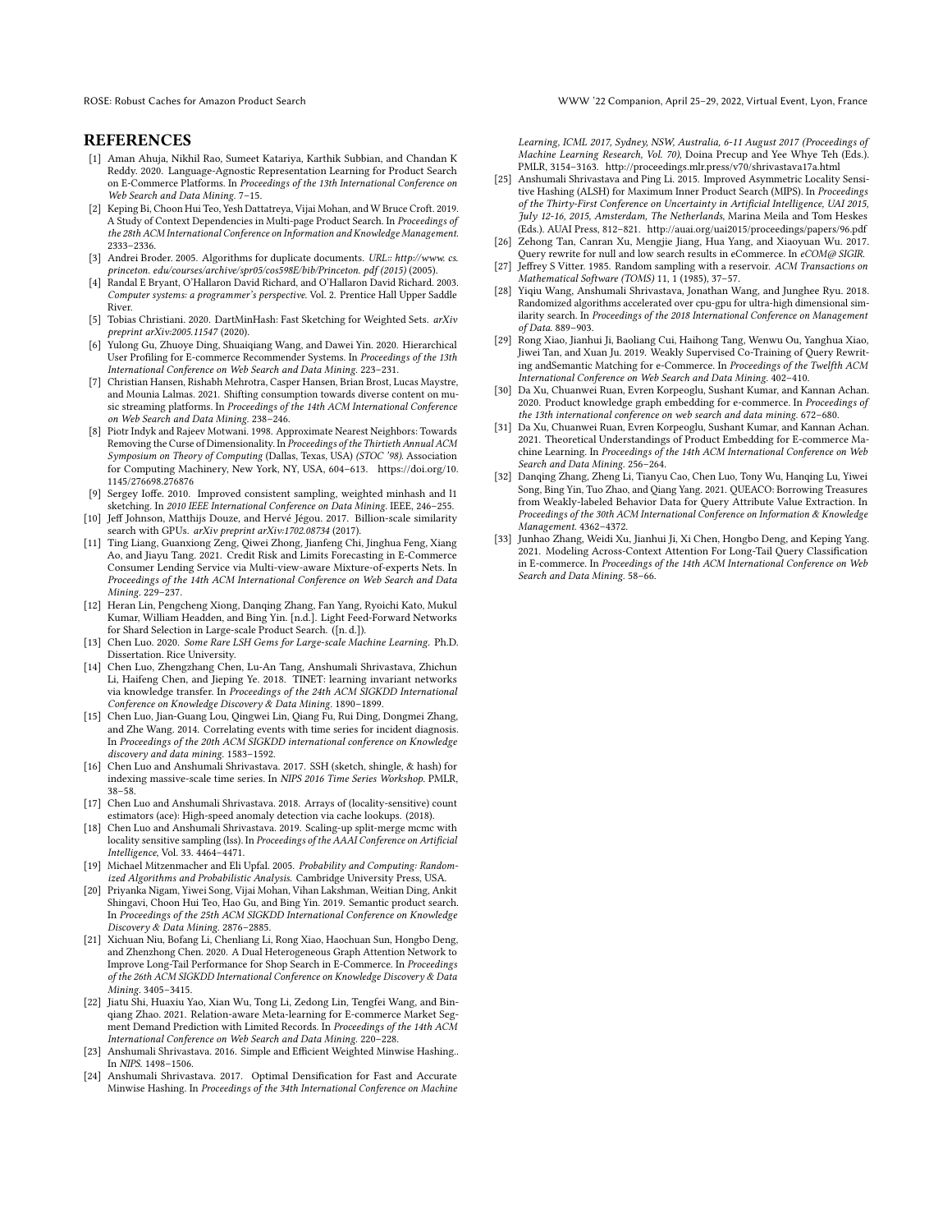# REFERENCES

[1] Aman Ahuja, Nikhil Rao, Sumeet Katariya, Karthik Subbian, and Chandan K Reddy. 2020. Language-Agnostic Representation Learning for Product Search on E-Commerce Platforms. In *Proceedings of the 13th International Conference on Web Search and Data Mining*. 7–15.

[2] Keping Bi, Choon Hui Teo, Yesh Dattatreya, Vijai Mohan, and W Bruce Croft. 2019. A Study of Context Dependencies in Multi-page Product Search. In *Proceedings of the 28th ACM International Conference on Information and Knowledge Management*. 2333–2336.

[3] Andrei Broder. 2005. Algorithms for duplicate documents. *URL:: http://www. cs. princeton. edu/courses/archive/spr05/cos598E/bib/Princeton. pdf (2015)* (2005).

[4] Randal E Bryant, O'Hallaron David Richard, and O'Hallaron David Richard. 2003. *Computer systems: a programmer's perspective*. Vol. 2. Prentice Hall Upper Saddle River.

[5] Tobias Christiani. 2020. DartMinHash: Fast Sketching for Weighted Sets. *arXiv preprint arXiv:2005.11547* (2020).

[6] Yulong Gu, Zhuoye Ding, Shuaiqiang Wang, and Dawei Yin. 2020. Hierarchical User Profiling for E-commerce Recommender Systems. In *Proceedings of the 13th International Conference on Web Search and Data Mining*. 223–231.

[7] Christian Hansen, Rishabh Mehrotra, Casper Hansen, Brian Brost, Lucas Maystre, and Mounia Lalmas. 2021. Shifting consumption towards diverse content on music streaming platforms. In *Proceedings of the 14th ACM International Conference on Web Search and Data Mining*. 238–246.

[8] Piotr Indyk and Rajeev Motwani. 1998. Approximate Nearest Neighbors: Towards Removing the Curse of Dimensionality. In *Proceedings of the Thirtieth Annual ACM Symposium on Theory of Computing* (Dallas, Texas, USA) *(STOC '98)*. Association for Computing Machinery, New York, NY, USA, 604–613. https://doi.org/10.1145/276698.276876

[9] Sergey Ioffe. 2010. Improved consistent sampling, weighted minhash and l1 sketching. In *2010 IEEE International Conference on Data Mining*. IEEE, 246–255.

[10] Jeff Johnson, Matthijs Douze, and Hervé Jégou. 2017. Billion-scale similarity search with GPUs. *arXiv preprint arXiv:1702.08734* (2017).

[11] Ting Liang, Guanxiong Zeng, Qiwei Zhong, Jianfeng Chi, Jinghua Feng, Xiang Ao, and Jiayu Tang. 2021. Credit Risk and Limits Forecasting in E-Commerce Consumer Lending Service via Multi-view-aware Mixture-of-experts Nets. In *Proceedings of the 14th ACM International Conference on Web Search and Data Mining*. 229–237.

[12] Heran Lin, Pengcheng Xiong, Danqing Zhang, Fan Yang, Ryoichi Kato, Mukul Kumar, William Headden, and Bing Yin. [n.d.]. Light Feed-Forward Networks for Shard Selection in Large-scale Product Search. ([n. d.]).

[13] Chen Luo. 2020. *Some Rare LSH Gems for Large-scale Machine Learning*. Ph.D. Dissertation. Rice University.

[14] Chen Luo, Zhengzhang Chen, Lu-An Tang, Anshumali Shrivastava, Zhichun Li, Haifeng Chen, and Jieping Ye. 2018. TINET: learning invariant networks via knowledge transfer. In *Proceedings of the 24th ACM SIGKDD International Conference on Knowledge Discovery & Data Mining*. 1890–1899.

[15] Chen Luo, Jian-Guang Lou, Qingwei Lin, Qiang Fu, Rui Ding, Dongmei Zhang, and Zhe Wang. 2014. Correlating events with time series for incident diagnosis. In *Proceedings of the 20th ACM SIGKDD international conference on Knowledge discovery and data mining*. 1583–1592.

[16] Chen Luo and Anshumali Shrivastava. 2017. SSH (sketch, shingle, & hash) for indexing massive-scale time series. In *NIPS 2016 Time Series Workshop*. PMLR, 38–58.

[17] Chen Luo and Anshumali Shrivastava. 2018. Arrays of (locality-sensitive) count estimators (ace): High-speed anomaly detection via cache lookups. (2018).

[18] Chen Luo and Anshumali Shrivastava. 2019. Scaling-up split-merge mcmc with locality sensitive sampling (lss). In *Proceedings of the AAAI Conference on Artificial Intelligence*, Vol. 33. 4464–4471.

[19] Michael Mitzenmacher and Eli Upfal. 2005. *Probability and Computing: Randomized Algorithms and Probabilistic Analysis*. Cambridge University Press, USA.

[20] Priyanka Nigam, Yiwei Song, Vijai Mohan, Vihan Lakshman, Weitian Ding, Ankit Shingavi, Choon Hui Teo, Hao Gu, and Bing Yin. 2019. Semantic product search. In *Proceedings of the 25th ACM SIGKDD International Conference on Knowledge Discovery & Data Mining*. 2876–2885.

[21] Xichuan Niu, Bofang Li, Chenliang Li, Rong Xiao, Haochuan Sun, Hongbo Deng, and Zhenzhong Chen. 2020. A Dual Heterogeneous Graph Attention Network to Improve Long-Tail Performance for Shop Search in E-Commerce. In *Proceedings of the 26th ACM SIGKDD International Conference on Knowledge Discovery & Data Mining*. 3405–3415.

[22] Jiatu Shi, Huaxiu Yao, Xian Wu, Tong Li, Zedong Lin, Tengfei Wang, and Binqiang Zhao. 2021. Relation-aware Meta-learning for E-commerce Market Segment Demand Prediction with Limited Records. In *Proceedings of the 14th ACM International Conference on Web Search and Data Mining*. 220–228.

[23] Anshumali Shrivastava. 2016. Simple and Efficient Weighted Minwise Hashing.. In *NIPS*. 1498–1506.

[24] Anshumali Shrivastava. 2017. Optimal Densification for Fast and Accurate Minwise Hashing. In *Proceedings of the 34th International Conference on Machine Learning, ICML 2017, Sydney, NSW, Australia, 6-11 August 2017 (Proceedings of Machine Learning Research, Vol. 70)*, Doina Precup and Yee Whye Teh (Eds.). PMLR, 3154–3163. http://proceedings.mlr.press/v70/shrivastava17a.html

[25] Anshumali Shrivastava and Ping Li. 2015. Improved Asymmetric Locality Sensitive Hashing (ALSH) for Maximum Inner Product Search (MIPS). In *Proceedings of the Thirty-First Conference on Uncertainty in Artificial Intelligence, UAI 2015, July 12-16, 2015, Amsterdam, The Netherlands*, Marina Meila and Tom Heskes (Eds.). AUAI Press, 812–821. http://auai.org/uai2015/proceedings/papers/96.pdf

[26] Zehong Tan, Canran Xu, Mengjie Jiang, Hua Yang, and Xiaoyuan Wu. 2017. Query rewrite for null and low search results in eCommerce. In *eCOM@ SIGIR*.

[27] Jeffrey S Vitter. 1985. Random sampling with a reservoir. *ACM Transactions on Mathematical Software (TOMS)* 11, 1 (1985), 37–57.

[28] Yiqiu Wang, Anshumali Shrivastava, Jonathan Wang, and Junghee Ryu. 2018. Randomized algorithms accelerated over cpu-gpu for ultra-high dimensional similarity search. In *Proceedings of the 2018 International Conference on Management of Data*. 889–903.

[29] Rong Xiao, Jianhui Ji, Baoliang Cui, Haihong Tang, Wenwu Ou, Yanghua Xiao, Jiwei Tan, and Xuan Ju. 2019. Weakly Supervised Co-Training of Query Rewriting andSemantic Matching for e-Commerce. In *Proceedings of the Twelfth ACM International Conference on Web Search and Data Mining*. 402–410.

[30] Da Xu, Chuanwei Ruan, Evren Korpeoglu, Sushant Kumar, and Kannan Achan. 2020. Product knowledge graph embedding for e-commerce. In *Proceedings of the 13th international conference on web search and data mining*. 672–680.

[31] Da Xu, Chuanwei Ruan, Evren Korpeoglu, Sushant Kumar, and Kannan Achan. 2021. Theoretical Understandings of Product Embedding for E-commerce Machine Learning. In *Proceedings of the 14th ACM International Conference on Web Search and Data Mining*. 256–264.

[32] Danqing Zhang, Zheng Li, Tianyu Cao, Chen Luo, Tony Wu, Hanqing Lu, Yiwei Song, Bing Yin, Tuo Zhao, and Qiang Yang. 2021. QUEACO: Borrowing Treasures from Weakly-labeled Behavior Data for Query Attribute Value Extraction. In *Proceedings of the 30th ACM International Conference on Information & Knowledge Management*. 4362–4372.

[33] Junhao Zhang, Weidi Xu, Jianhui Ji, Xi Chen, Hongbo Deng, and Keping Yang. 2021. Modeling Across-Context Attention For Long-Tail Query Classification in E-commerce. In *Proceedings of the 14th ACM International Conference on Web Search and Data Mining*. 58–66.